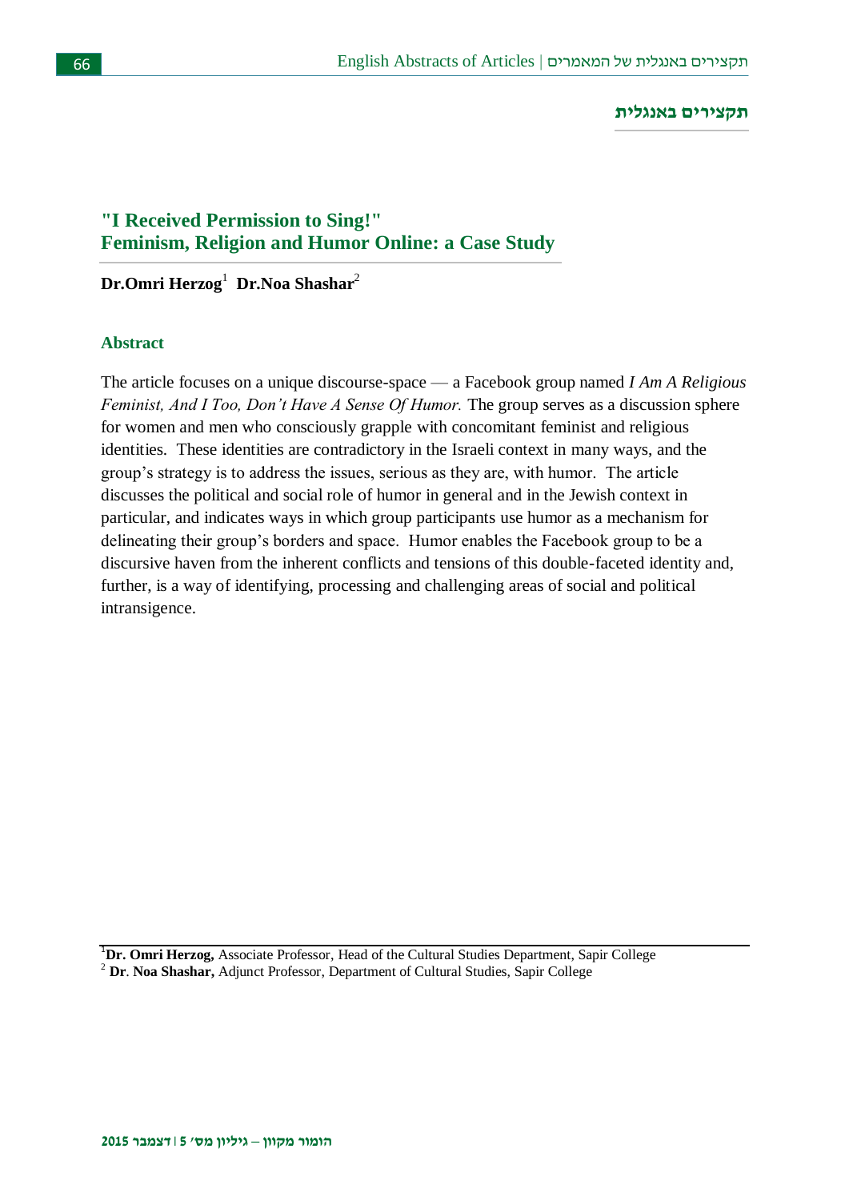## תקצירים באנגלית

# "I Received Permission to Sing!" Feminism, Religion and Humor Online: a Case Study

**Dr.Omri Herzog**[1] **Dr.Noa Shashar**[2]

### Abstract

The article focuses on a unique discourse-space — a Facebook group named *I Am A Religious Feminist, And I Too, Don't Have A Sense Of Humor.* The group serves as a discussion sphere for women and men who consciously grapple with concomitant feminist and religious identities. These identities are contradictory in the Israeli context in many ways, and the group's strategy is to address the issues, serious as they are, with humor. The article discusses the political and social role of humor in general and in the Jewish context in particular, and indicates ways in which group participants use humor as a mechanism for delineating their group's borders and space. Humor enables the Facebook group to be a discursive haven from the inherent conflicts and tensions of this double-faceted identity and, further, is a way of identifying, processing and challenging areas of social and political intransigence.

---

[1] **Dr. Omri Herzog,** Associate Professor, Head of the Cultural Studies Department, Sapir College

[2] **Dr**. **Noa Shashar,** Adjunct Professor, Department of Cultural Studies, Sapir College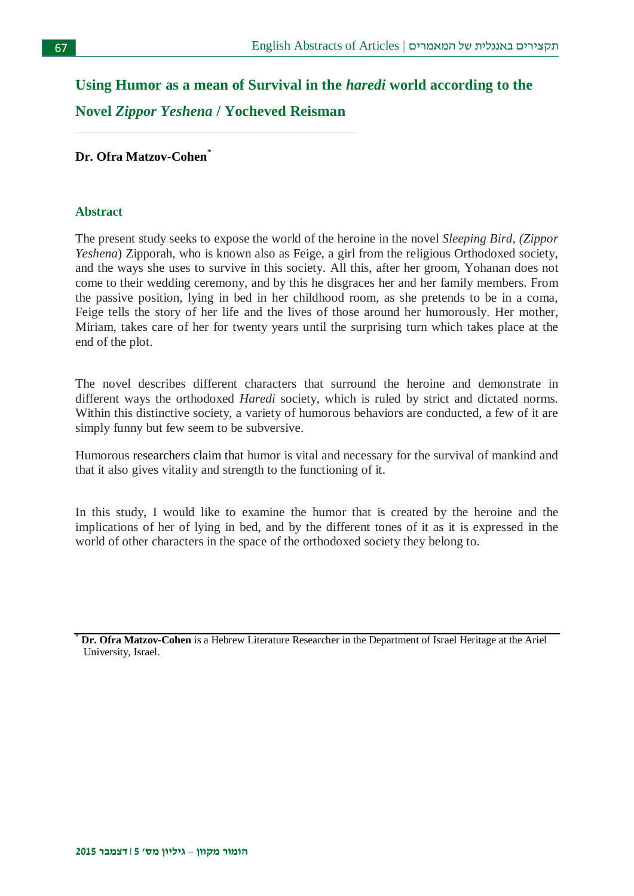# Using Humor as a mean of Survival in the *haredi* world according to the Novel *Zippor Yeshena* / Yocheved Reisman

**Dr. Ofra Matzov-Cohen***

## Abstract

The present study seeks to expose the world of the heroine in the novel *Sleeping Bird*, *(Zippor Yeshena*) Zipporah, who is known also as Feige, a girl from the religious Orthodoxed society, and the ways she uses to survive in this society. All this, after her groom, Yohanan does not come to their wedding ceremony, and by this he disgraces her and her family members. From the passive position, lying in bed in her childhood room, as she pretends to be in a coma, Feige tells the story of her life and the lives of those around her humorously. Her mother, Miriam, takes care of her for twenty years until the surprising turn which takes place at the end of the plot.

The novel describes different characters that surround the heroine and demonstrate in different ways the orthodoxed *Haredi* society, which is ruled by strict and dictated norms. Within this distinctive society, a variety of humorous behaviors are conducted, a few of it are simply funny but few seem to be subversive.

Humorous researchers claim that humor is vital and necessary for the survival of mankind and that it also gives vitality and strength to the functioning of it.

In this study, I would like to examine the humor that is created by the heroine and the implications of her of lying in bed, and by the different tones of it as it is expressed in the world of other characters in the space of the orthodoxed society they belong to.

---

* **Dr. Ofra Matzov-Cohen** is a Hebrew Literature Researcher in the Department of Israel Heritage at the Ariel University, Israel.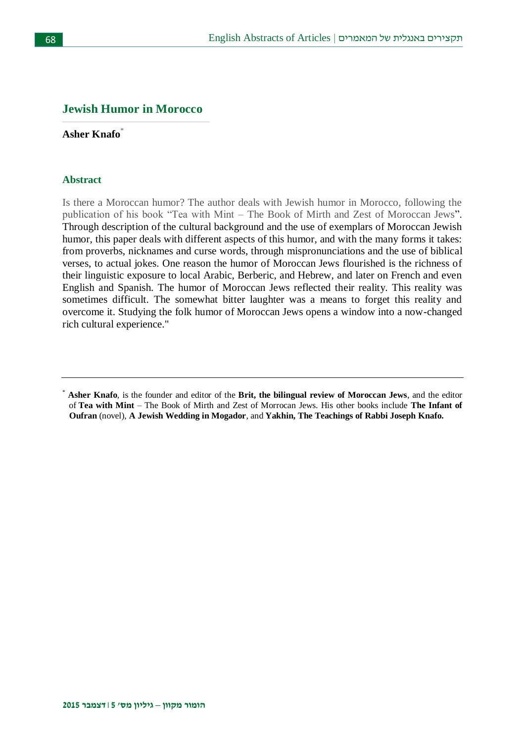## Jewish Humor in Morocco

**Asher Knafo***

### Abstract

Is there a Moroccan humor? The author deals with Jewish humor in Morocco, following the publication of his book "Tea with Mint – The Book of Mirth and Zest of Moroccan Jews". Through description of the cultural background and the use of exemplars of Moroccan Jewish humor, this paper deals with different aspects of this humor, and with the many forms it takes: from proverbs, nicknames and curse words, through mispronunciations and the use of biblical verses, to actual jokes. One reason the humor of Moroccan Jews flourished is the richness of their linguistic exposure to local Arabic, Berberic, and Hebrew, and later on French and even English and Spanish. The humor of Moroccan Jews reflected their reality. This reality was sometimes difficult. The somewhat bitter laughter was a means to forget this reality and overcome it. Studying the folk humor of Moroccan Jews opens a window into a now-changed rich cultural experience."

---

\* **Asher Knafo**, is the founder and editor of the **Brit, the bilingual review of Moroccan Jews**, and the editor of **Tea with Mint** – The Book of Mirth and Zest of Morrocan Jews. His other books include **The Infant of Oufran** (novel), **A Jewish Wedding in Mogador**, and **Yakhin, The Teachings of Rabbi Joseph Knafo.**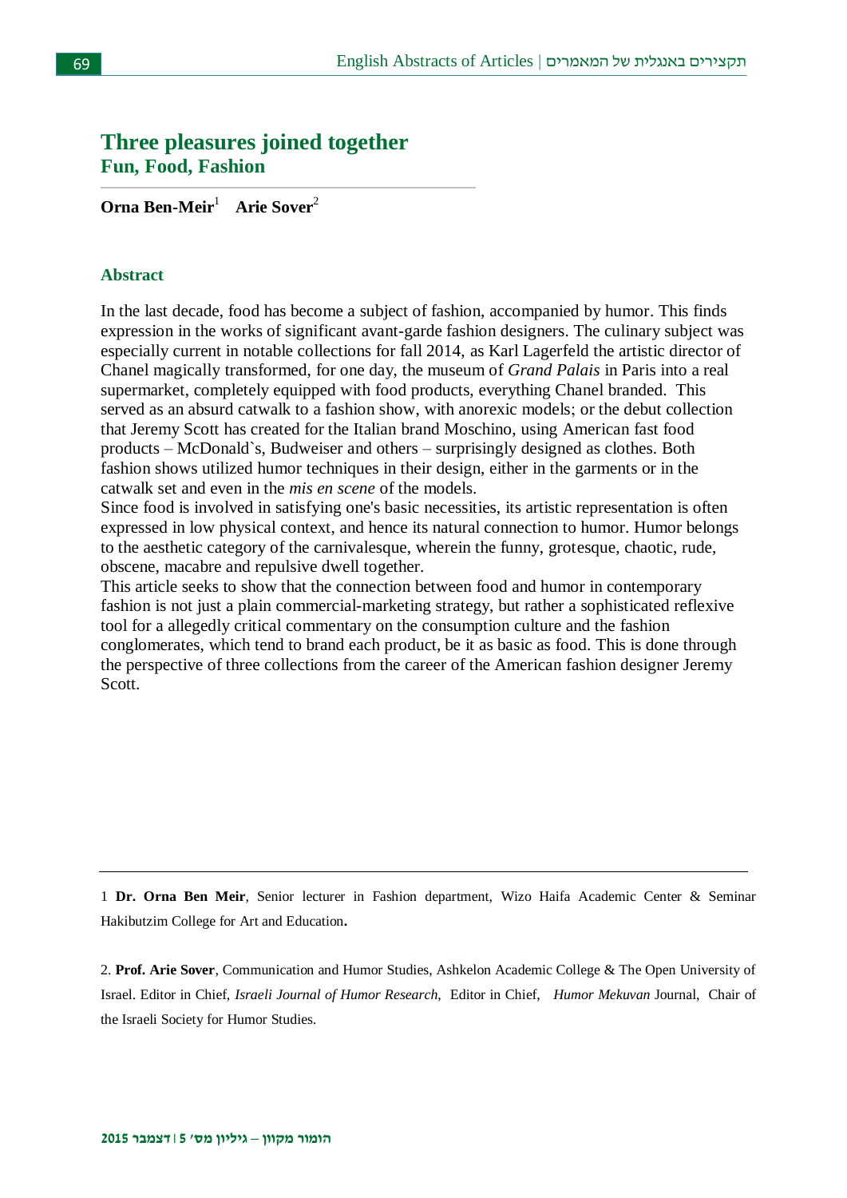# Three pleasures joined together

## Fun, Food, Fashion

**Orna Ben-Meir**[1] **Arie Sover**[2]

### Abstract

In the last decade, food has become a subject of fashion, accompanied by humor. This finds expression in the works of significant avant-garde fashion designers. The culinary subject was especially current in notable collections for fall 2014, as Karl Lagerfeld the artistic director of Chanel magically transformed, for one day, the museum of *Grand Palais* in Paris into a real supermarket, completely equipped with food products, everything Chanel branded. This served as an absurd catwalk to a fashion show, with anorexic models; or the debut collection that Jeremy Scott has created for the Italian brand Moschino, using American fast food products – McDonald`s, Budweiser and others – surprisingly designed as clothes. Both fashion shows utilized humor techniques in their design, either in the garments or in the catwalk set and even in the *mis en scene* of the models.

Since food is involved in satisfying one's basic necessities, its artistic representation is often expressed in low physical context, and hence its natural connection to humor. Humor belongs to the aesthetic category of the carnivalesque, wherein the funny, grotesque, chaotic, rude, obscene, macabre and repulsive dwell together.

This article seeks to show that the connection between food and humor in contemporary fashion is not just a plain commercial-marketing strategy, but rather a sophisticated reflexive tool for a allegedly critical commentary on the consumption culture and the fashion conglomerates, which tend to brand each product, be it as basic as food. This is done through the perspective of three collections from the career of the American fashion designer Jeremy Scott.

---

1 **Dr. Orna Ben Meir**, Senior lecturer in Fashion department, Wizo Haifa Academic Center & Seminar Hakibutzim College for Art and Education**.**

2. **Prof. Arie Sover**, Communication and Humor Studies, Ashkelon Academic College & The Open University of Israel. Editor in Chief, *Israeli Journal of Humor Research*, Editor in Chief, *Humor Mekuvan* Journal, Chair of the Israeli Society for Humor Studies.